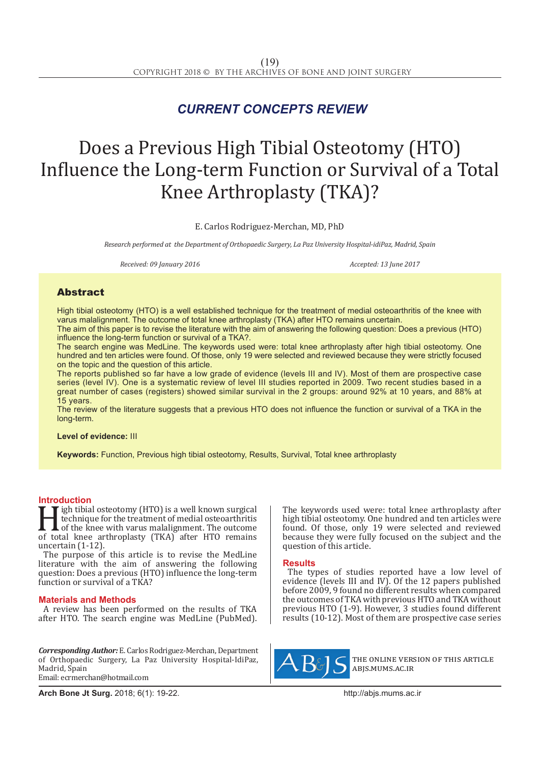*CURRENT CONCEPTS REVIEW*

# Does a Previous High Tibial Osteotomy (HTO) Influence the Long-term Function or Survival of a Total Knee Arthroplasty (TKA)?

E. Carlos Rodriguez-Merchan, MD, PhD

*Research performed at the Department of Orthopaedic Surgery, La Paz University Hospital-idiPaz, Madrid, Spain*

*Received: 09 January 2016* *Accepted: 13 June 2017*

## Abstract

High tibial osteotomy (HTO) is a well established technique for the treatment of medial osteoarthritis of the knee with varus malalignment. The outcome of total knee arthroplasty (TKA) after HTO remains uncertain.

The aim of this paper is to revise the literature with the aim of answering the following question: Does a previous (HTO) influence the long-term function or survival of a TKA?.

The search engine was MedLine. The keywords used were: total knee arthroplasty after high tibial osteotomy. One hundred and ten articles were found. Of those, only 19 were selected and reviewed because they were strictly focused on the topic and the question of this article.

The reports published so far have a low grade of evidence (levels III and IV). Most of them are prospective case series (level IV). One is a systematic review of level III studies reported in 2009. Two recent studies based in a great number of cases (registers) showed similar survival in the 2 groups: around 92% at 10 years, and 88% at 15 years.

The review of the literature suggests that a previous HTO does not influence the function or survival of a TKA in the long-term.

**Level of evidence:** III

**Keywords:** Function, Previous high tibial osteotomy, Results, Survival, Total knee arthroplasty

## Introduction

High tibial osteotomy (HTO) is a well known surgical technique for the treatment of medial osteoarthritis of the knee with varus malalignment. The outcome of total knee arthroplasty (TKA) after HTO remains uncertain (1-12).

The purpose of this article is to revise the MedLine literature with the aim of answering the following question: Does a previous (HTO) influence the long-term function or survival of a TKA?

## Materials and Methods

A review has been performed on the results of TKA after HTO. The search engine was MedLine (PubMed). The keywords used were: total knee arthroplasty after high tibial osteotomy. One hundred and ten articles were found. Of those, only 19 were selected and reviewed because they were fully focused on the subject and the question of this article.

## Results

The types of studies reported have a low level of evidence (levels III and IV). Of the 12 papers published before 2009, 9 found no different results when compared the outcomes of TKA with previous HTO and TKA without previous HTO (1-9). However, 3 studies found different results (10-12). Most of them are prospective case series

*Corresponding Author:* E. Carlos Rodriguez-Merchan, Department of Orthopaedic Surgery, La Paz University Hospital-IdiPaz, Madrid, Spain
Email: ecrmerchan@hotmail.com

THE ONLINE VERSION OF THIS ARTICLE ABJS.MUMS.AC.IR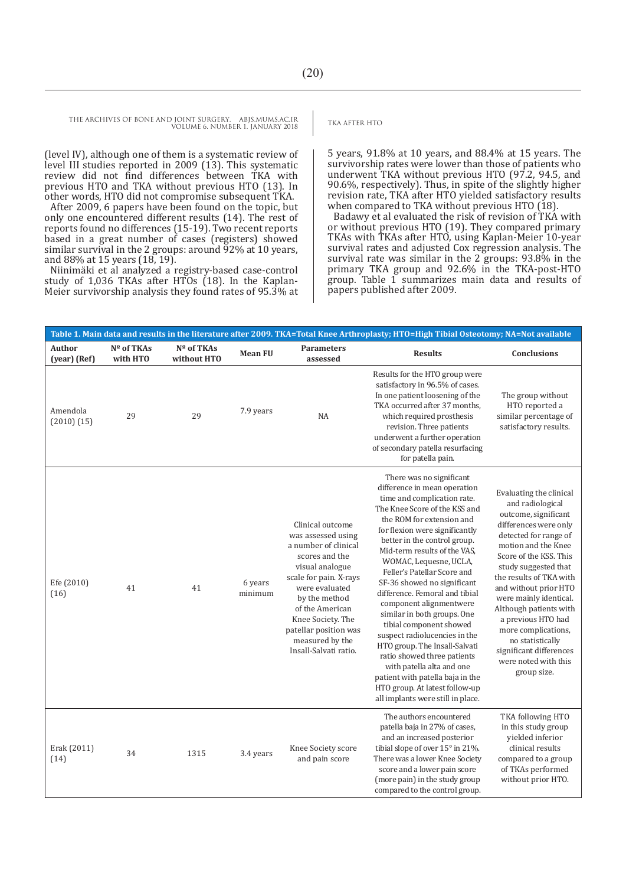(level IV), although one of them is a systematic review of level III studies reported in 2009 (13). This systematic review did not find differences between TKA with previous HTO and TKA without previous HTO (13). In other words, HTO did not compromise subsequent TKA.

After 2009, 6 papers have been found on the topic, but only one encountered different results (14). The rest of reports found no differences (15-19). Two recent reports based in a great number of cases (registers) showed similar survival in the 2 groups: around 92% at 10 years, and 88% at 15 years (18, 19).

Niinimäki et al analyzed a registry-based case-control study of 1,036 TKAs after HTOs (18). In the Kaplan-Meier survivorship analysis they found rates of 95.3% at 5 years, 91.8% at 10 years, and 88.4% at 15 years. The survivorship rates were lower than those of patients who underwent TKA without previous HTO (97.2, 94.5, and 90.6%, respectively). Thus, in spite of the slightly higher revision rate, TKA after HTO yielded satisfactory results when compared to TKA without previous HTO (18).

Badawy et al evaluated the risk of revision of TKA with or without previous HTO (19). They compared primary TKAs with TKAs after HTO, using Kaplan-Meier 10-year survival rates and adjusted Cox regression analysis. The survival rate was similar in the 2 groups: 93.8% in the primary TKA group and 92.6% in the TKA-post-HTO group. Table 1 summarizes main data and results of papers published after 2009.

**Table 1. Main data and results in the literature after 2009. TKA=Total Knee Arthroplasty; HTO=High Tibial Osteotomy; NA=Not available**

| Author (year) (Ref) | Nº of TKAs with HTO | Nº of TKAs without HTO | Mean FU | Parameters assessed | Results | Conclusions |
|---|---|---|---|---|---|---|
| Amendola (2010) (15) | 29 | 29 | 7.9 years | NA | Results for the HTO group were satisfactory in 96.5% of cases. In one patient loosening of the TKA occurred after 37 months, which required prosthesis revision. Three patients underwent a further operation of secondary patella resurfacing for patella pain. | The group without HTO reported a similar percentage of satisfactory results. |
| Efe (2010) (16) | 41 | 41 | 6 years minimum | Clinical outcome was assessed using a number of clinical scores and the visual analogue scale for pain. X-rays were evaluated by the method of the American Knee Society. The patellar position was measured by the Insall-Salvati ratio. | There was no significant difference in mean operation time and complication rate. The Knee Score of the KSS and the ROM for extension and for flexion were significantly better in the control group. Mid-term results of the VAS, WOMAC, Lequesne, UCLA, Feller's Patellar Score and SF-36 showed no significant difference. Femoral and tibial component alignmentwere similar in both groups. One tibial component showed suspect radiolucencies in the HTO group. The Insall-Salvati ratio showed three patients with patella alta and one patient with patella baja in the HTO group. At latest follow-up all implants were still in place. | Evaluating the clinical and radiological outcome, significant differences were only detected for range of motion and the Knee Score of the KSS. This study suggested that the results of TKA with and without prior HTO were mainly identical. Although patients with a previous HTO had more complications, no statistically significant differences were noted with this group size. |
| Erak (2011) (14) | 34 | 1315 | 3.4 years | Knee Society score and pain score | The authors encountered patella baja in 27% of cases, and an increased posterior tibial slope of over 15° in 21%. There was a lower Knee Society score and a lower pain score (more pain) in the study group compared to the control group. | TKA following HTO in this study group yielded inferior clinical results compared to a group of TKAs performed without prior HTO. |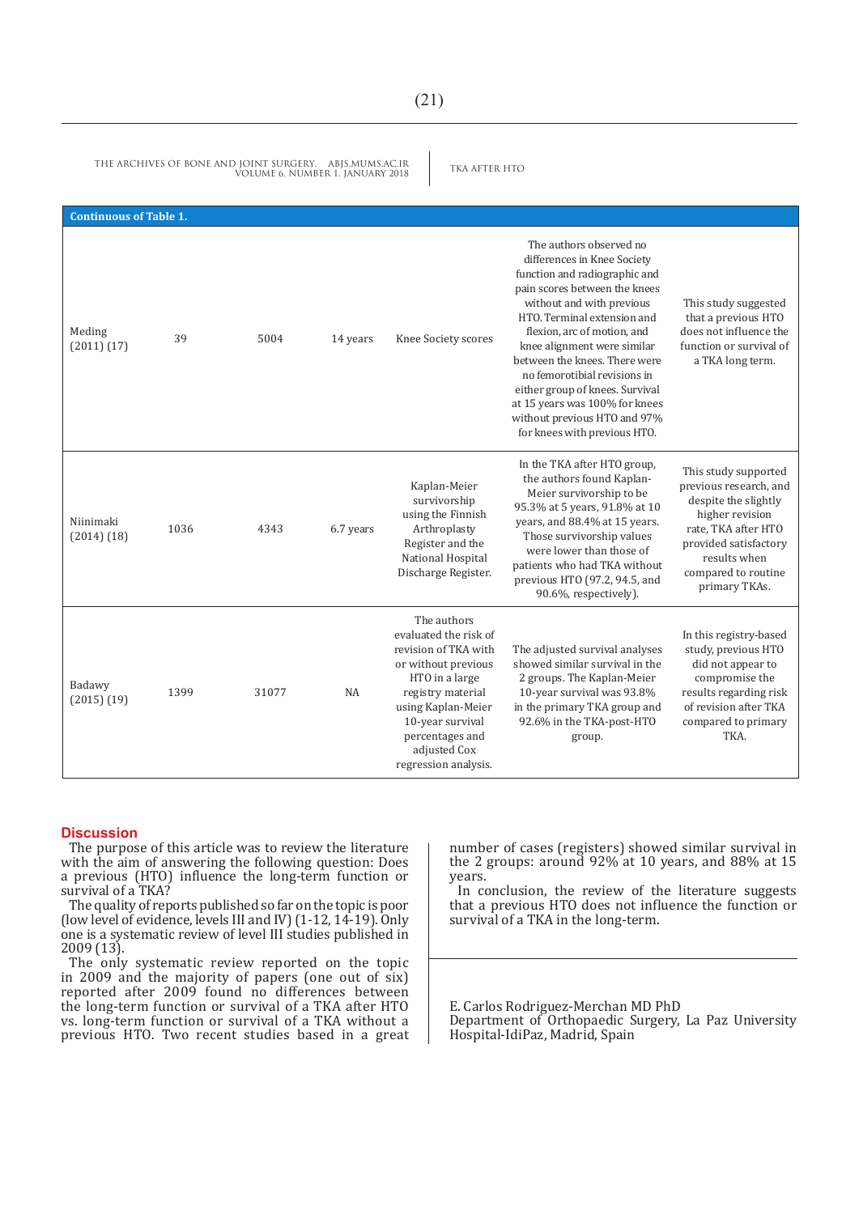**Continuous of Table 1.**

| | | | | | | |
|---|---|---|---|---|---|---|
| Meding (2011) (17) | 39 | 5004 | 14 years | Knee Society scores | The authors observed no differences in Knee Society function and radiographic and pain scores between the knees without and with previous HTO. Terminal extension and flexion, arc of motion, and knee alignment were similar between the knees. There were no femorotibial revisions in either group of knees. Survival at 15 years was 100% for knees without previous HTO and 97% for knees with previous HTO. | This study suggested that a previous HTO does not influence the function or survival of a TKA long term. |
| Niinimaki (2014) (18) | 1036 | 4343 | 6.7 years | Kaplan-Meier survivorship using the Finnish Arthroplasty Register and the National Hospital Discharge Register. | In the TKA after HTO group, the authors found Kaplan-Meier survivorship to be 95.3% at 5 years, 91.8% at 10 years, and 88.4% at 15 years. Those survivorship values were lower than those of patients who had TKA without previous HTO (97.2, 94.5, and 90.6%, respectively). | This study supported previous research, and despite the slightly higher revision rate, TKA after HTO provided satisfactory results when compared to routine primary TKAs. |
| Badawy (2015) (19) | 1399 | 31077 | NA | The authors evaluated the risk of revision of TKA with or without previous HTO in a large registry material using Kaplan-Meier 10-year survival percentages and adjusted Cox regression analysis. | The adjusted survival analyses showed similar survival in the 2 groups. The Kaplan-Meier 10-year survival was 93.8% in the primary TKA group and 92.6% in the TKA-post-HTO group. | In this registry-based study, previous HTO did not appear to compromise the results regarding risk of revision after TKA compared to primary TKA. |

## Discussion

The purpose of this article was to review the literature with the aim of answering the following question: Does a previous (HTO) influence the long-term function or survival of a TKA?

The quality of reports published so far on the topic is poor (low level of evidence, levels III and IV) (1-12, 14-19). Only one is a systematic review of level III studies published in 2009 (13).

The only systematic review reported on the topic in 2009 and the majority of papers (one out of six) reported after 2009 found no differences between the long-term function or survival of a TKA after HTO vs. long-term function or survival of a TKA without a previous HTO. Two recent studies based in a great number of cases (registers) showed similar survival in the 2 groups: around 92% at 10 years, and 88% at 15 years.

In conclusion, the review of the literature suggests that a previous HTO does not influence the function or survival of a TKA in the long-term.

E. Carlos Rodriguez-Merchan MD PhD
Department of Orthopaedic Surgery, La Paz University Hospital-IdiPaz, Madrid, Spain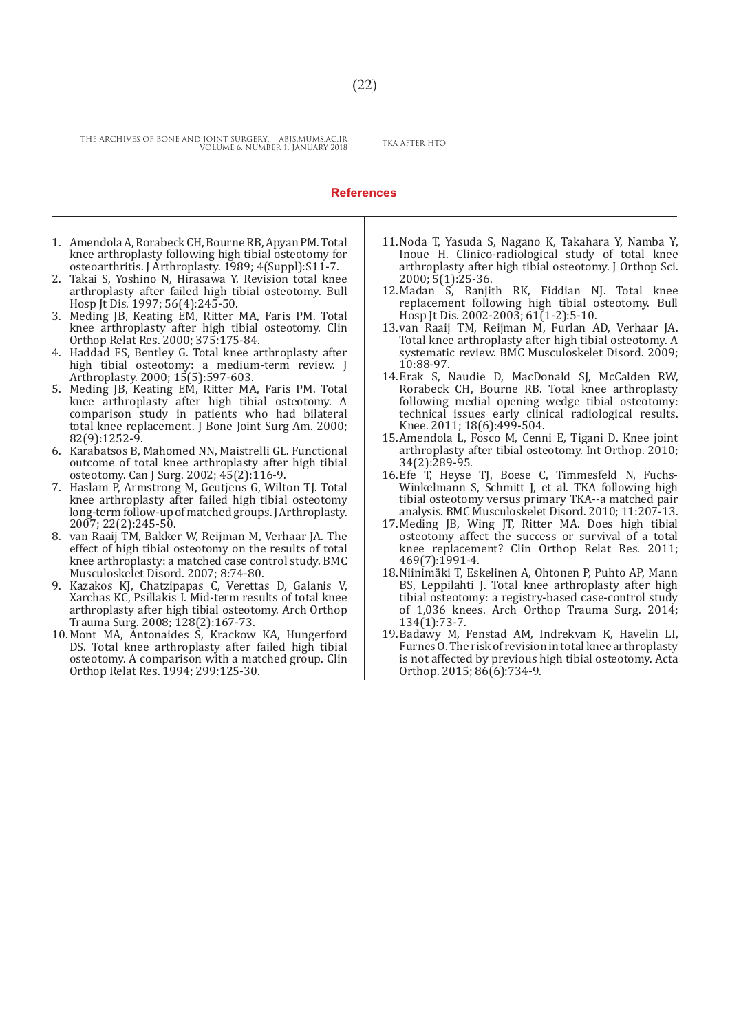## References

1. Amendola A, Rorabeck CH, Bourne RB, Apyan PM. Total knee arthroplasty following high tibial osteotomy for osteoarthritis. J Arthroplasty. 1989; 4(Suppl):S11-7.
2. Takai S, Yoshino N, Hirasawa Y. Revision total knee arthroplasty after failed high tibial osteotomy. Bull Hosp Jt Dis. 1997; 56(4):245-50.
3. Meding JB, Keating EM, Ritter MA, Faris PM. Total knee arthroplasty after high tibial osteotomy. Clin Orthop Relat Res. 2000; 375:175-84.
4. Haddad FS, Bentley G. Total knee arthroplasty after high tibial osteotomy: a medium-term review. J Arthroplasty. 2000; 15(5):597-603.
5. Meding JB, Keating EM, Ritter MA, Faris PM. Total knee arthroplasty after high tibial osteotomy. A comparison study in patients who had bilateral total knee replacement. J Bone Joint Surg Am. 2000; 82(9):1252-9.
6. Karabatsos B, Mahomed NN, Maistrelli GL. Functional outcome of total knee arthroplasty after high tibial osteotomy. Can J Surg. 2002; 45(2):116-9.
7. Haslam P, Armstrong M, Geutjens G, Wilton TJ. Total knee arthroplasty after failed high tibial osteotomy long-term follow-up of matched groups. J Arthroplasty. 2007; 22(2):245-50.
8. van Raaij TM, Bakker W, Reijman M, Verhaar JA. The effect of high tibial osteotomy on the results of total knee arthroplasty: a matched case control study. BMC Musculoskelet Disord. 2007; 8:74-80.
9. Kazakos KJ, Chatzipapas C, Verettas D, Galanis V, Xarchas KC, Psillakis I. Mid-term results of total knee arthroplasty after high tibial osteotomy. Arch Orthop Trauma Surg. 2008; 128(2):167-73.
10. Mont MA, Antonaides S, Krackow KA, Hungerford DS. Total knee arthroplasty after failed high tibial osteotomy. A comparison with a matched group. Clin Orthop Relat Res. 1994; 299:125-30.
11. Noda T, Yasuda S, Nagano K, Takahara Y, Namba Y, Inoue H. Clinico-radiological study of total knee arthroplasty after high tibial osteotomy. J Orthop Sci. 2000; 5(1):25-36.
12. Madan S, Ranjith RK, Fiddian NJ. Total knee replacement following high tibial osteotomy. Bull Hosp Jt Dis. 2002-2003; 61(1-2):5-10.
13. van Raaij TM, Reijman M, Furlan AD, Verhaar JA. Total knee arthroplasty after high tibial osteotomy. A systematic review. BMC Musculoskelet Disord. 2009; 10:88-97.
14. Erak S, Naudie D, MacDonald SJ, McCalden RW, Rorabeck CH, Bourne RB. Total knee arthroplasty following medial opening wedge tibial osteotomy: technical issues early clinical radiological results. Knee. 2011; 18(6):499-504.
15. Amendola L, Fosco M, Cenni E, Tigani D. Knee joint arthroplasty after tibial osteotomy. Int Orthop. 2010; 34(2):289-95.
16. Efe T, Heyse TJ, Boese C, Timmesfeld N, Fuchs-Winkelmann S, Schmitt J, et al. TKA following high tibial osteotomy versus primary TKA--a matched pair analysis. BMC Musculoskelet Disord. 2010; 11:207-13.
17. Meding JB, Wing JT, Ritter MA. Does high tibial osteotomy affect the success or survival of a total knee replacement? Clin Orthop Relat Res. 2011; 469(7):1991-4.
18. Niinimäki T, Eskelinen A, Ohtonen P, Puhto AP, Mann BS, Leppilahti J. Total knee arthroplasty after high tibial osteotomy: a registry-based case-control study of 1,036 knees. Arch Orthop Trauma Surg. 2014; 134(1):73-7.
19. Badawy M, Fenstad AM, Indrekvam K, Havelin LI, Furnes O. The risk of revision in total knee arthroplasty is not affected by previous high tibial osteotomy. Acta Orthop. 2015; 86(6):734-9.